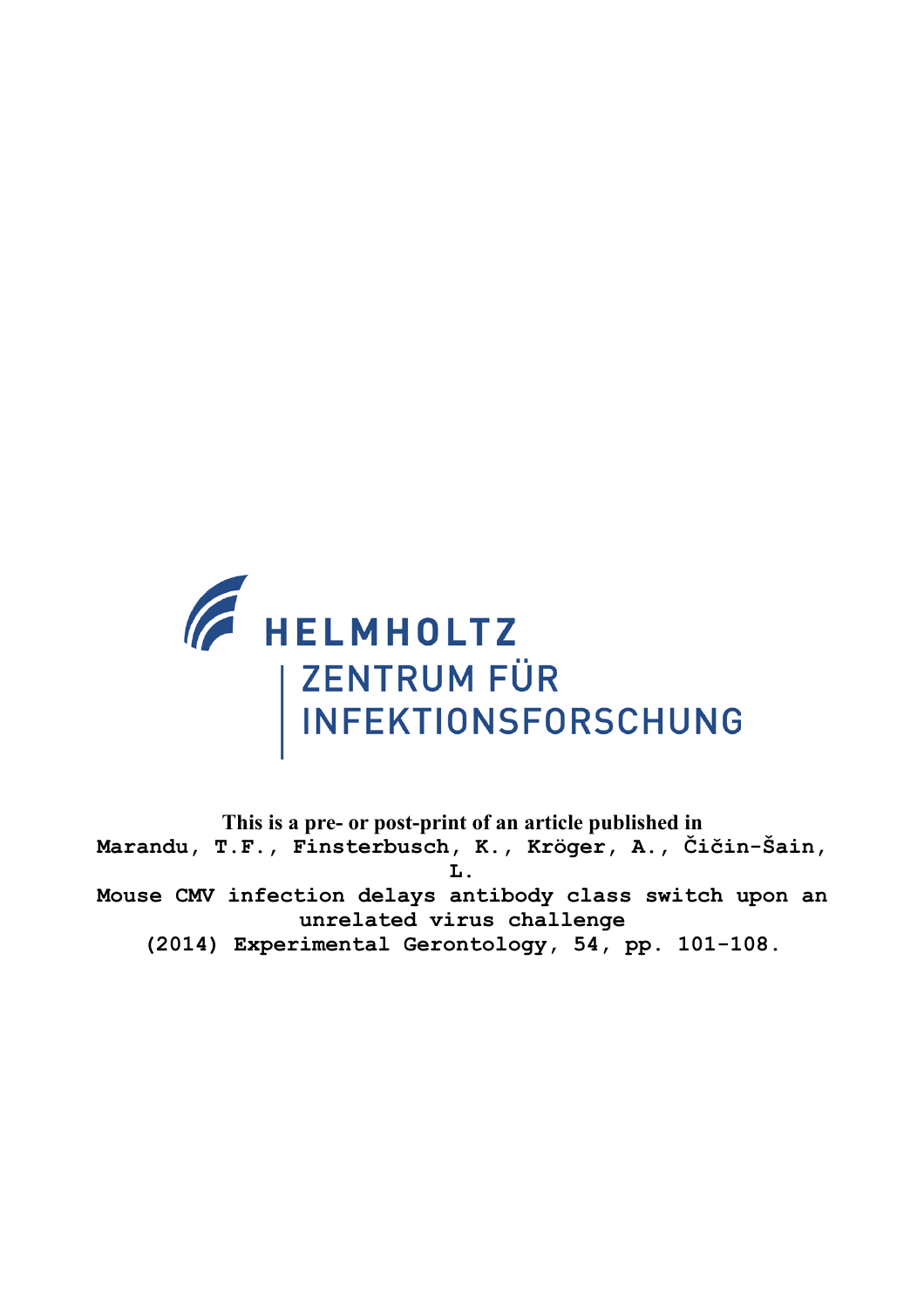HELMHOLTZ
ZENTRUM FÜR
INFEKTIONSFORSCHUNG

**This is a pre- or post-print of an article published in**

Marandu, T.F., Finsterbusch, K., Kröger, A., Čičin-Šain, L.

Mouse CMV infection delays antibody class switch upon an unrelated virus challenge

(2014) Experimental Gerontology, 54, pp. 101-108.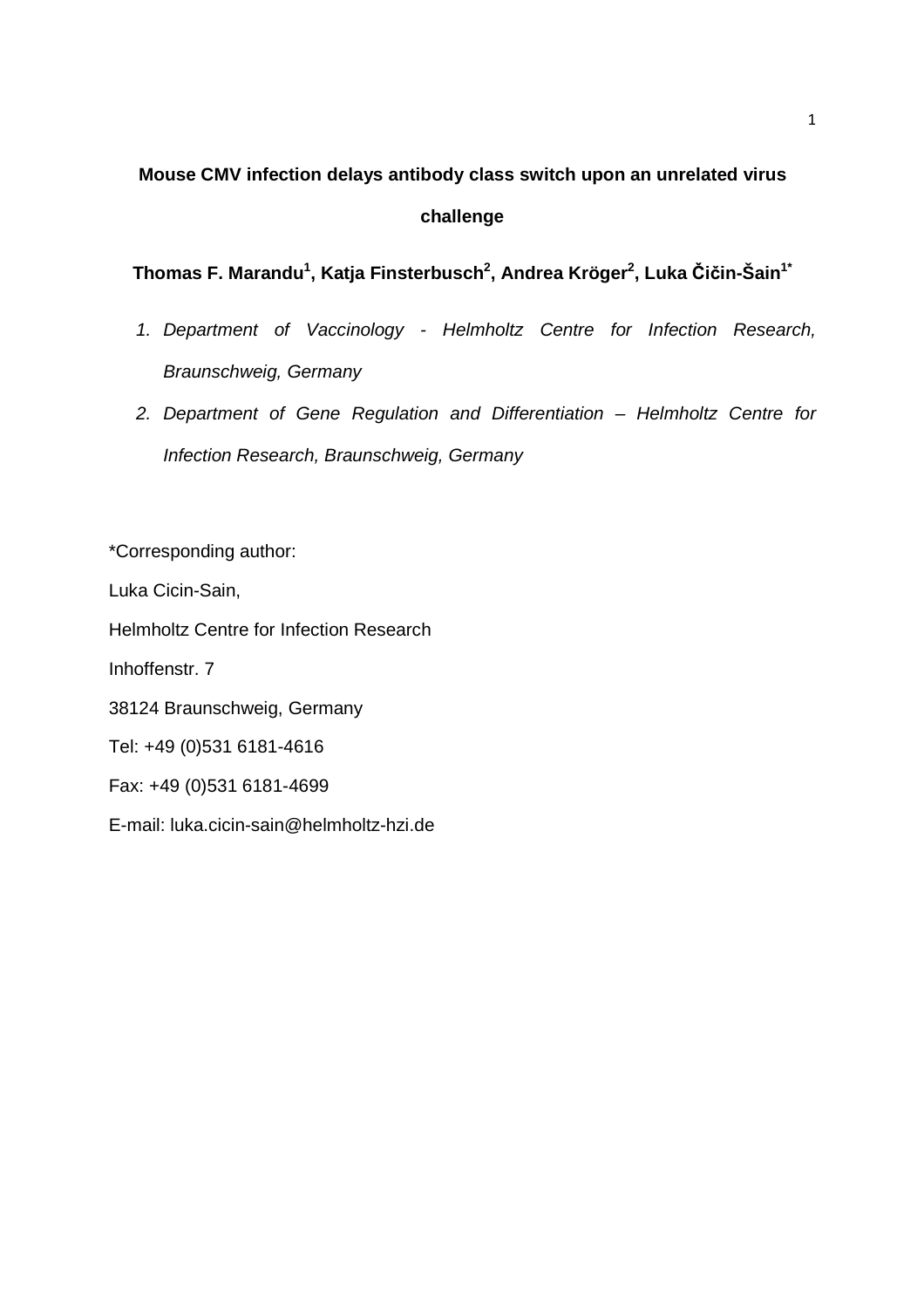# Mouse CMV infection delays antibody class switch upon an unrelated virus challenge

**Thomas F. Marandu[1], Katja Finsterbusch[2], Andrea Kröger[2], Luka Čičin-Šain[1*]**

1. *Department of Vaccinology - Helmholtz Centre for Infection Research, Braunschweig, Germany*
2. *Department of Gene Regulation and Differentiation – Helmholtz Centre for Infection Research, Braunschweig, Germany*

*Corresponding author:

Luka Cicin-Sain,

Helmholtz Centre for Infection Research

Inhoffenstr. 7

38124 Braunschweig, Germany

Tel: +49 (0)531 6181-4616

Fax: +49 (0)531 6181-4699

E-mail: luka.cicin-sain@helmholtz-hzi.de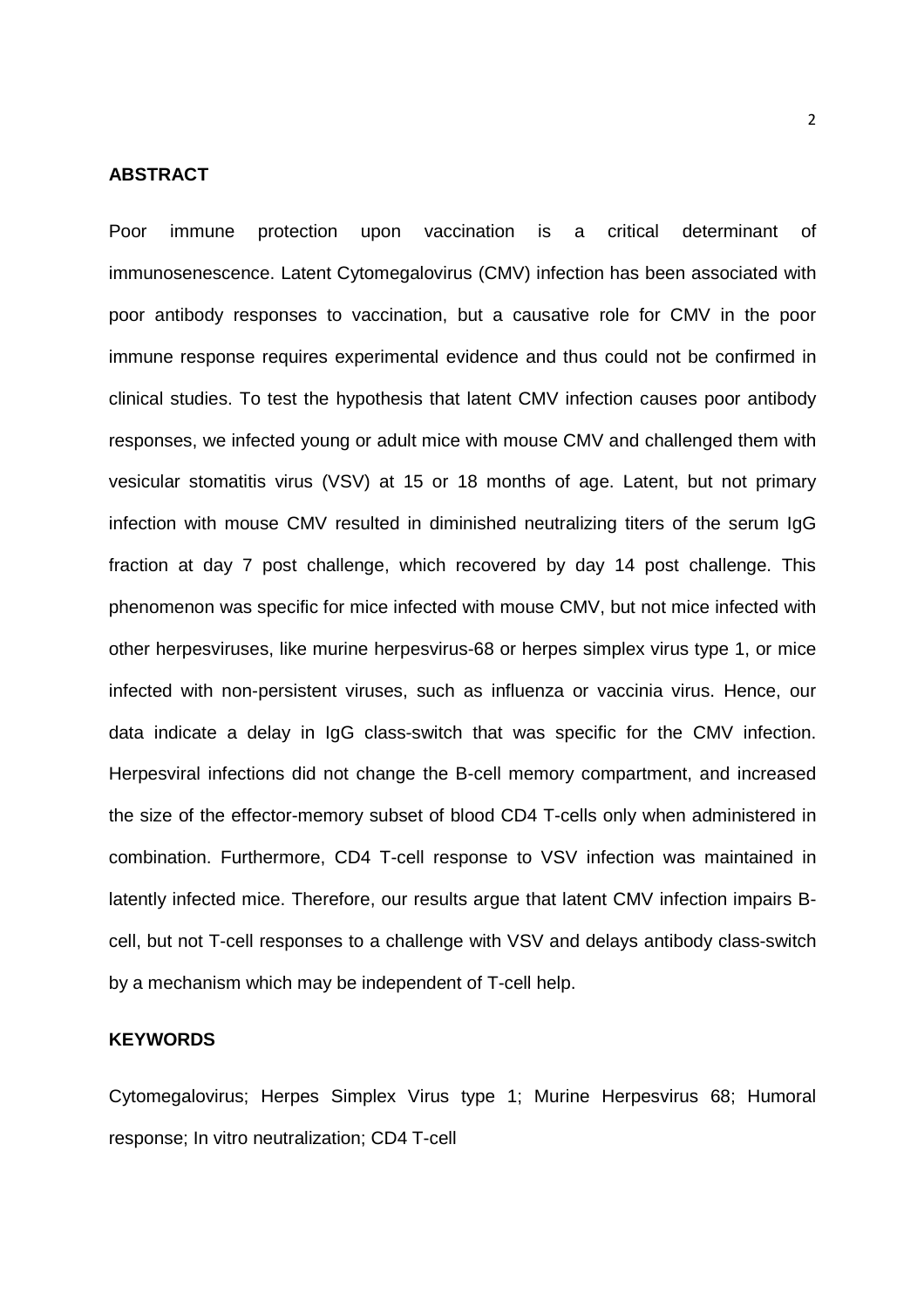## ABSTRACT

Poor immune protection upon vaccination is a critical determinant of immunosenescence. Latent Cytomegalovirus (CMV) infection has been associated with poor antibody responses to vaccination, but a causative role for CMV in the poor immune response requires experimental evidence and thus could not be confirmed in clinical studies. To test the hypothesis that latent CMV infection causes poor antibody responses, we infected young or adult mice with mouse CMV and challenged them with vesicular stomatitis virus (VSV) at 15 or 18 months of age. Latent, but not primary infection with mouse CMV resulted in diminished neutralizing titers of the serum IgG fraction at day 7 post challenge, which recovered by day 14 post challenge. This phenomenon was specific for mice infected with mouse CMV, but not mice infected with other herpesviruses, like murine herpesvirus-68 or herpes simplex virus type 1, or mice infected with non-persistent viruses, such as influenza or vaccinia virus. Hence, our data indicate a delay in IgG class-switch that was specific for the CMV infection. Herpesviral infections did not change the B-cell memory compartment, and increased the size of the effector-memory subset of blood CD4 T-cells only when administered in combination. Furthermore, CD4 T-cell response to VSV infection was maintained in latently infected mice. Therefore, our results argue that latent CMV infection impairs B-cell, but not T-cell responses to a challenge with VSV and delays antibody class-switch by a mechanism which may be independent of T-cell help.

## KEYWORDS

Cytomegalovirus; Herpes Simplex Virus type 1; Murine Herpesvirus 68; Humoral response; In vitro neutralization; CD4 T-cell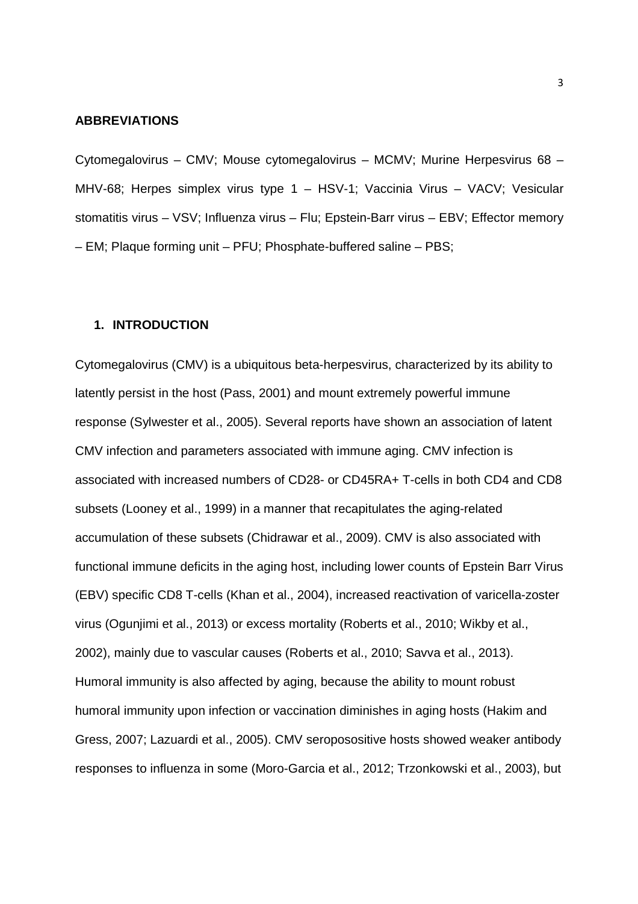**ABBREVIATIONS**

Cytomegalovirus – CMV; Mouse cytomegalovirus – MCMV; Murine Herpesvirus 68 – MHV-68; Herpes simplex virus type 1 – HSV-1; Vaccinia Virus – VACV; Vesicular stomatitis virus – VSV; Influenza virus – Flu; Epstein-Barr virus – EBV; Effector memory – EM; Plaque forming unit – PFU; Phosphate-buffered saline – PBS;

## 1. INTRODUCTION

Cytomegalovirus (CMV) is a ubiquitous beta-herpesvirus, characterized by its ability to latently persist in the host (Pass, 2001) and mount extremely powerful immune response (Sylwester et al., 2005). Several reports have shown an association of latent CMV infection and parameters associated with immune aging. CMV infection is associated with increased numbers of CD28- or CD45RA+ T-cells in both CD4 and CD8 subsets (Looney et al., 1999) in a manner that recapitulates the aging-related accumulation of these subsets (Chidrawar et al., 2009). CMV is also associated with functional immune deficits in the aging host, including lower counts of Epstein Barr Virus (EBV) specific CD8 T-cells (Khan et al., 2004), increased reactivation of varicella-zoster virus (Ogunjimi et al., 2013) or excess mortality (Roberts et al., 2010; Wikby et al., 2002), mainly due to vascular causes (Roberts et al., 2010; Savva et al., 2013). Humoral immunity is also affected by aging, because the ability to mount robust humoral immunity upon infection or vaccination diminishes in aging hosts (Hakim and Gress, 2007; Lazuardi et al., 2005). CMV seropososititive hosts showed weaker antibody responses to influenza in some (Moro-Garcia et al., 2012; Trzonkowski et al., 2003), but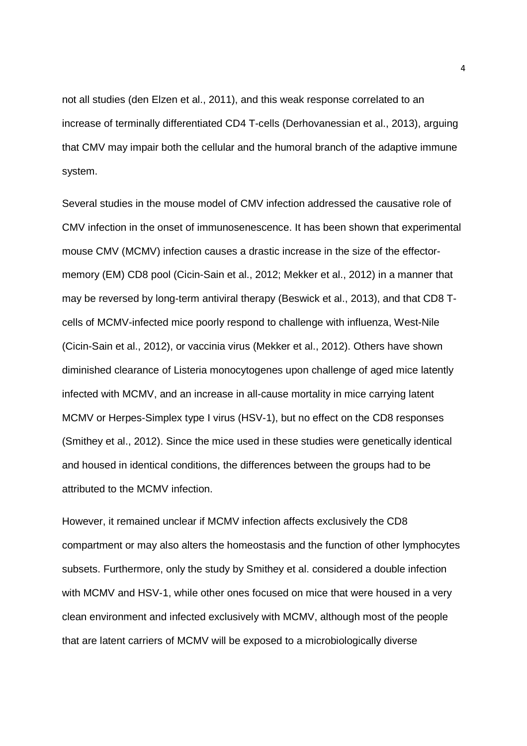not all studies (den Elzen et al., 2011), and this weak response correlated to an increase of terminally differentiated CD4 T-cells (Derhovanessian et al., 2013), arguing that CMV may impair both the cellular and the humoral branch of the adaptive immune system.

Several studies in the mouse model of CMV infection addressed the causative role of CMV infection in the onset of immunosenescence. It has been shown that experimental mouse CMV (MCMV) infection causes a drastic increase in the size of the effector-memory (EM) CD8 pool (Cicin-Sain et al., 2012; Mekker et al., 2012) in a manner that may be reversed by long-term antiviral therapy (Beswick et al., 2013), and that CD8 T-cells of MCMV-infected mice poorly respond to challenge with influenza, West-Nile (Cicin-Sain et al., 2012), or vaccinia virus (Mekker et al., 2012). Others have shown diminished clearance of Listeria monocytogenes upon challenge of aged mice latently infected with MCMV, and an increase in all-cause mortality in mice carrying latent MCMV or Herpes-Simplex type I virus (HSV-1), but no effect on the CD8 responses (Smithey et al., 2012). Since the mice used in these studies were genetically identical and housed in identical conditions, the differences between the groups had to be attributed to the MCMV infection.

However, it remained unclear if MCMV infection affects exclusively the CD8 compartment or may also alters the homeostasis and the function of other lymphocytes subsets. Furthermore, only the study by Smithey et al. considered a double infection with MCMV and HSV-1, while other ones focused on mice that were housed in a very clean environment and infected exclusively with MCMV, although most of the people that are latent carriers of MCMV will be exposed to a microbiologically diverse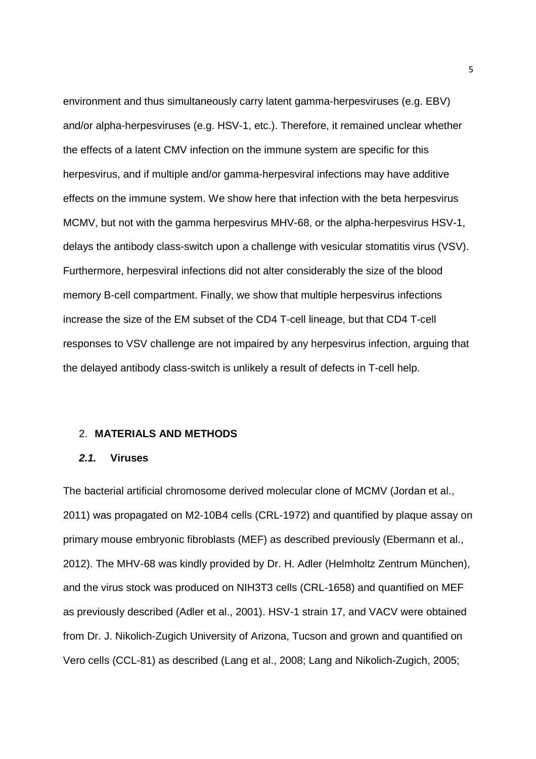environment and thus simultaneously carry latent gamma-herpesviruses (e.g. EBV) and/or alpha-herpesviruses (e.g. HSV-1, etc.). Therefore, it remained unclear whether the effects of a latent CMV infection on the immune system are specific for this herpesvirus, and if multiple and/or gamma-herpesviral infections may have additive effects on the immune system. We show here that infection with the beta herpesvirus MCMV, but not with the gamma herpesvirus MHV-68, or the alpha-herpesvirus HSV-1, delays the antibody class-switch upon a challenge with vesicular stomatitis virus (VSV). Furthermore, herpesviral infections did not alter considerably the size of the blood memory B-cell compartment. Finally, we show that multiple herpesvirus infections increase the size of the EM subset of the CD4 T-cell lineage, but that CD4 T-cell responses to VSV challenge are not impaired by any herpesvirus infection, arguing that the delayed antibody class-switch is unlikely a result of defects in T-cell help.

## 2. MATERIALS AND METHODS

### *2.1.* Viruses

The bacterial artificial chromosome derived molecular clone of MCMV (Jordan et al., 2011) was propagated on M2-10B4 cells (CRL-1972) and quantified by plaque assay on primary mouse embryonic fibroblasts (MEF) as described previously (Ebermann et al., 2012). The MHV-68 was kindly provided by Dr. H. Adler (Helmholtz Zentrum München), and the virus stock was produced on NIH3T3 cells (CRL-1658) and quantified on MEF as previously described (Adler et al., 2001). HSV-1 strain 17, and VACV were obtained from Dr. J. Nikolich-Zugich University of Arizona, Tucson and grown and quantified on Vero cells (CCL-81) as described (Lang et al., 2008; Lang and Nikolich-Zugich, 2005;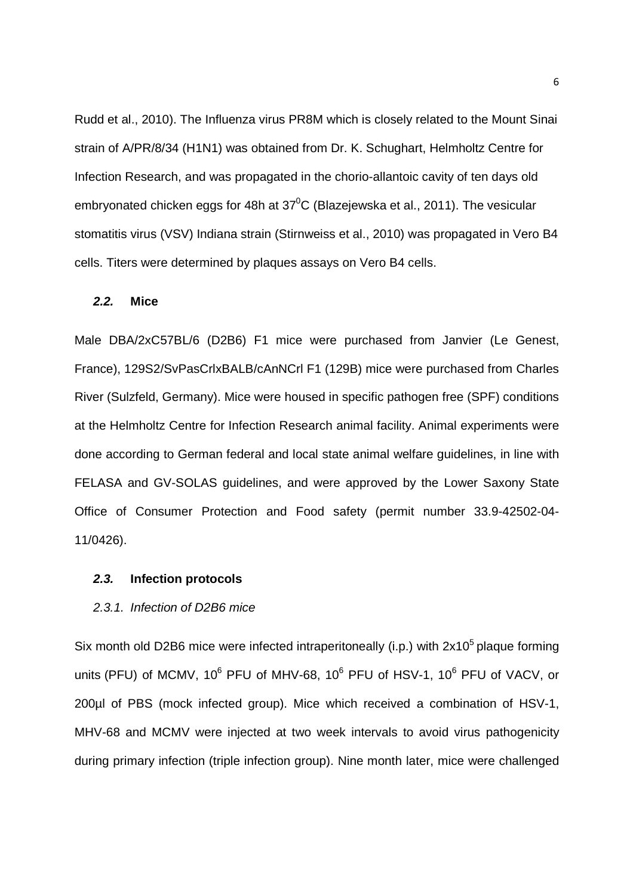Rudd et al., 2010). The Influenza virus PR8M which is closely related to the Mount Sinai strain of A/PR/8/34 (H1N1) was obtained from Dr. K. Schughart, Helmholtz Centre for Infection Research, and was propagated in the chorio-allantoic cavity of ten days old embryonated chicken eggs for 48h at $37^0$C (Blazejewska et al., 2011). The vesicular stomatitis virus (VSV) Indiana strain (Stirnweiss et al., 2010) was propagated in Vero B4 cells. Titers were determined by plaques assays on Vero B4 cells.

### *2.2.* Mice

Male DBA/2xC57BL/6 (D2B6) F1 mice were purchased from Janvier (Le Genest, France), 129S2/SvPasCrlxBALB/cAnNCrl F1 (129B) mice were purchased from Charles River (Sulzfeld, Germany). Mice were housed in specific pathogen free (SPF) conditions at the Helmholtz Centre for Infection Research animal facility. Animal experiments were done according to German federal and local state animal welfare guidelines, in line with FELASA and GV-SOLAS guidelines, and were approved by the Lower Saxony State Office of Consumer Protection and Food safety (permit number 33.9-42502-04-11/0426).

### *2.3.* Infection protocols

#### *2.3.1. Infection of D2B6 mice*

Six month old D2B6 mice were infected intraperitoneally (i.p.) with $2x10^5$ plaque forming units (PFU) of MCMV, $10^6$ PFU of MHV-68, $10^6$ PFU of HSV-1, $10^6$ PFU of VACV, or 200µl of PBS (mock infected group). Mice which received a combination of HSV-1, MHV-68 and MCMV were injected at two week intervals to avoid virus pathogenicity during primary infection (triple infection group). Nine month later, mice were challenged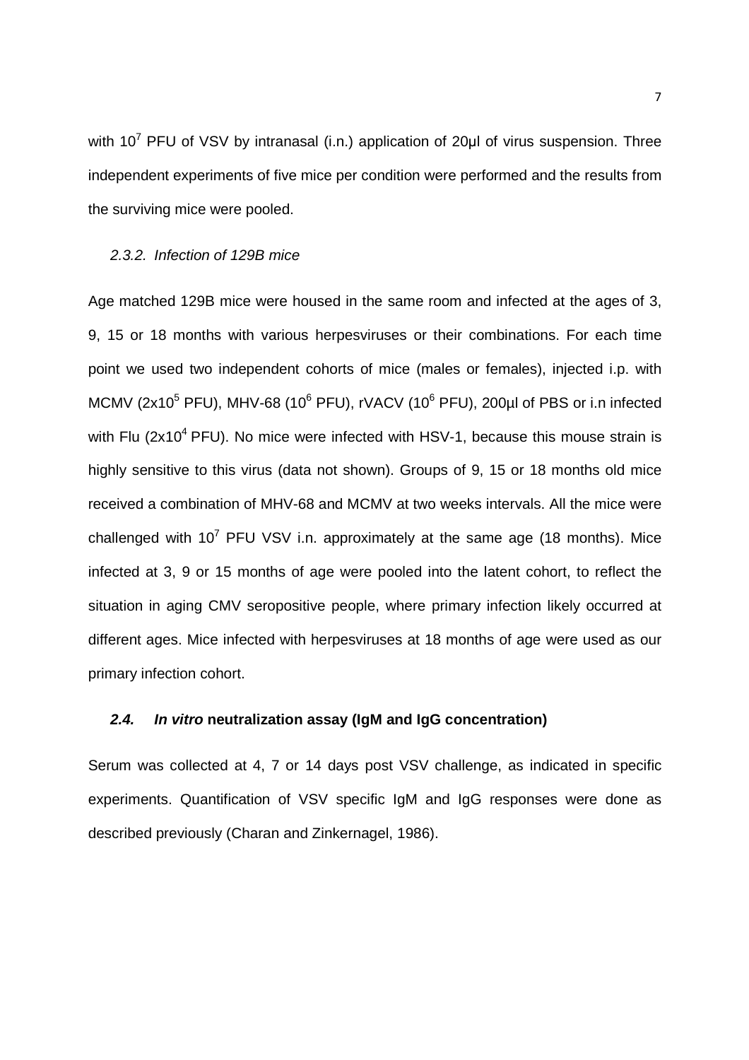with $10^7$ PFU of VSV by intranasal (i.n.) application of 20μl of virus suspension. Three independent experiments of five mice per condition were performed and the results from the surviving mice were pooled.

#### *2.3.2. Infection of 129B mice*

Age matched 129B mice were housed in the same room and infected at the ages of 3, 9, 15 or 18 months with various herpesviruses or their combinations. For each time point we used two independent cohorts of mice (males or females), injected i.p. with MCMV ($2x10^5$ PFU), MHV-68 ($10^6$ PFU), rVACV ($10^6$ PFU), 200μl of PBS or i.n infected with Flu ($2x10^4$ PFU). No mice were infected with HSV-1, because this mouse strain is highly sensitive to this virus (data not shown). Groups of 9, 15 or 18 months old mice received a combination of MHV-68 and MCMV at two weeks intervals. All the mice were challenged with $10^7$ PFU VSV i.n. approximately at the same age (18 months). Mice infected at 3, 9 or 15 months of age were pooled into the latent cohort, to reflect the situation in aging CMV seropositive people, where primary infection likely occurred at different ages. Mice infected with herpesviruses at 18 months of age were used as our primary infection cohort.

### ***2.4. In vitro* neutralization assay (IgM and IgG concentration)**

Serum was collected at 4, 7 or 14 days post VSV challenge, as indicated in specific experiments. Quantification of VSV specific IgM and IgG responses were done as described previously (Charan and Zinkernagel, 1986).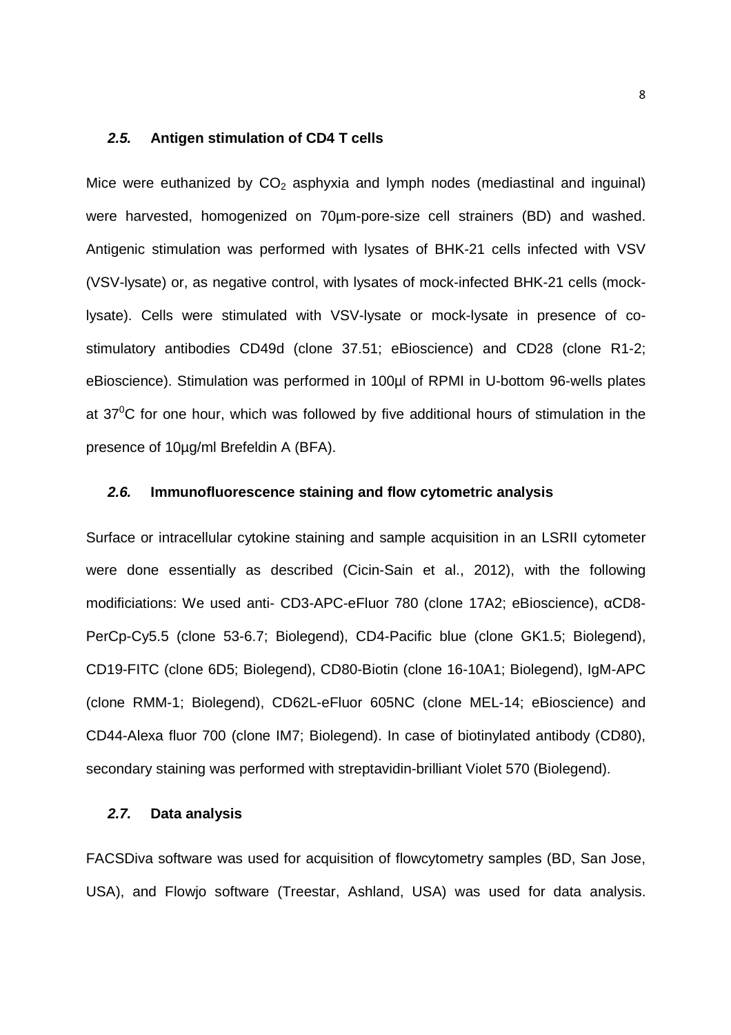### *2.5.* **Antigen stimulation of CD4 T cells**

Mice were euthanized by $CO_2$ asphyxia and lymph nodes (mediastinal and inguinal) were harvested, homogenized on 70µm-pore-size cell strainers (BD) and washed. Antigenic stimulation was performed with lysates of BHK-21 cells infected with VSV (VSV-lysate) or, as negative control, with lysates of mock-infected BHK-21 cells (mock-lysate). Cells were stimulated with VSV-lysate or mock-lysate in presence of co-stimulatory antibodies CD49d (clone 37.51; eBioscience) and CD28 (clone R1-2; eBioscience). Stimulation was performed in 100µl of RPMI in U-bottom 96-wells plates at $37^0$C for one hour, which was followed by five additional hours of stimulation in the presence of 10µg/ml Brefeldin A (BFA).

### *2.6.* **Immunofluorescence staining and flow cytometric analysis**

Surface or intracellular cytokine staining and sample acquisition in an LSRII cytometer were done essentially as described (Cicin-Sain et al., 2012), with the following modificiations: We used anti- CD3-APC-eFluor 780 (clone 17A2; eBioscience), αCD8-PerCp-Cy5.5 (clone 53-6.7; Biolegend), CD4-Pacific blue (clone GK1.5; Biolegend), CD19-FITC (clone 6D5; Biolegend), CD80-Biotin (clone 16-10A1; Biolegend), IgM-APC (clone RMM-1; Biolegend), CD62L-eFluor 605NC (clone MEL-14; eBioscience) and CD44-Alexa fluor 700 (clone IM7; Biolegend). In case of biotinylated antibody (CD80), secondary staining was performed with streptavidin-brilliant Violet 570 (Biolegend).

### *2.7.* **Data analysis**

FACSDiva software was used for acquisition of flowcytometry samples (BD, San Jose, USA), and Flowjo software (Treestar, Ashland, USA) was used for data analysis.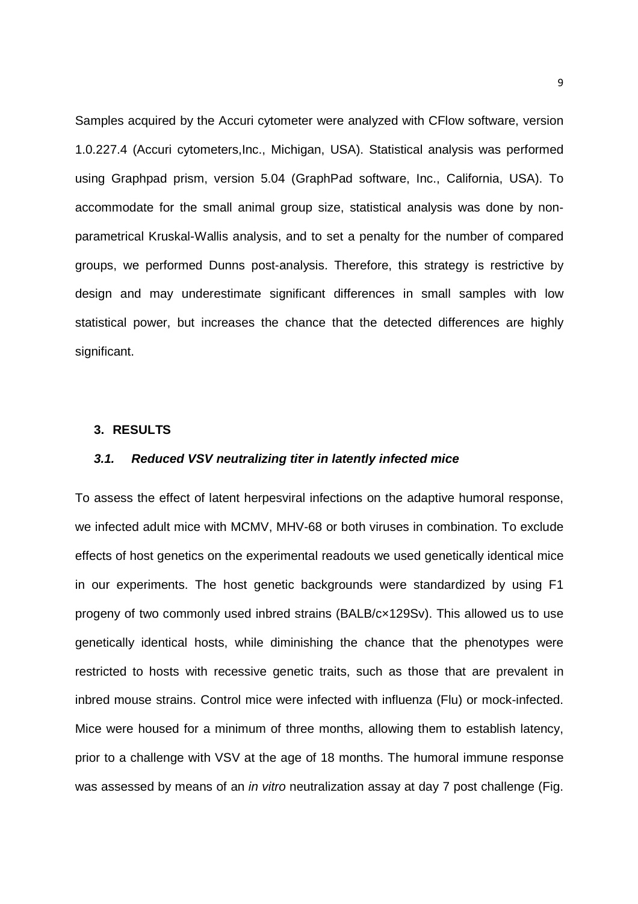Samples acquired by the Accuri cytometer were analyzed with CFlow software, version 1.0.227.4 (Accuri cytometers,Inc., Michigan, USA). Statistical analysis was performed using Graphpad prism, version 5.04 (GraphPad software, Inc., California, USA). To accommodate for the small animal group size, statistical analysis was done by non-parametrical Kruskal-Wallis analysis, and to set a penalty for the number of compared groups, we performed Dunns post-analysis. Therefore, this strategy is restrictive by design and may underestimate significant differences in small samples with low statistical power, but increases the chance that the detected differences are highly significant.

## 3. RESULTS

### *3.1. Reduced VSV neutralizing titer in latently infected mice*

To assess the effect of latent herpesviral infections on the adaptive humoral response, we infected adult mice with MCMV, MHV-68 or both viruses in combination. To exclude effects of host genetics on the experimental readouts we used genetically identical mice in our experiments. The host genetic backgrounds were standardized by using F1 progeny of two commonly used inbred strains (BALB/c×129Sv). This allowed us to use genetically identical hosts, while diminishing the chance that the phenotypes were restricted to hosts with recessive genetic traits, such as those that are prevalent in inbred mouse strains. Control mice were infected with influenza (Flu) or mock-infected. Mice were housed for a minimum of three months, allowing them to establish latency, prior to a challenge with VSV at the age of 18 months. The humoral immune response was assessed by means of an *in vitro* neutralization assay at day 7 post challenge (Fig.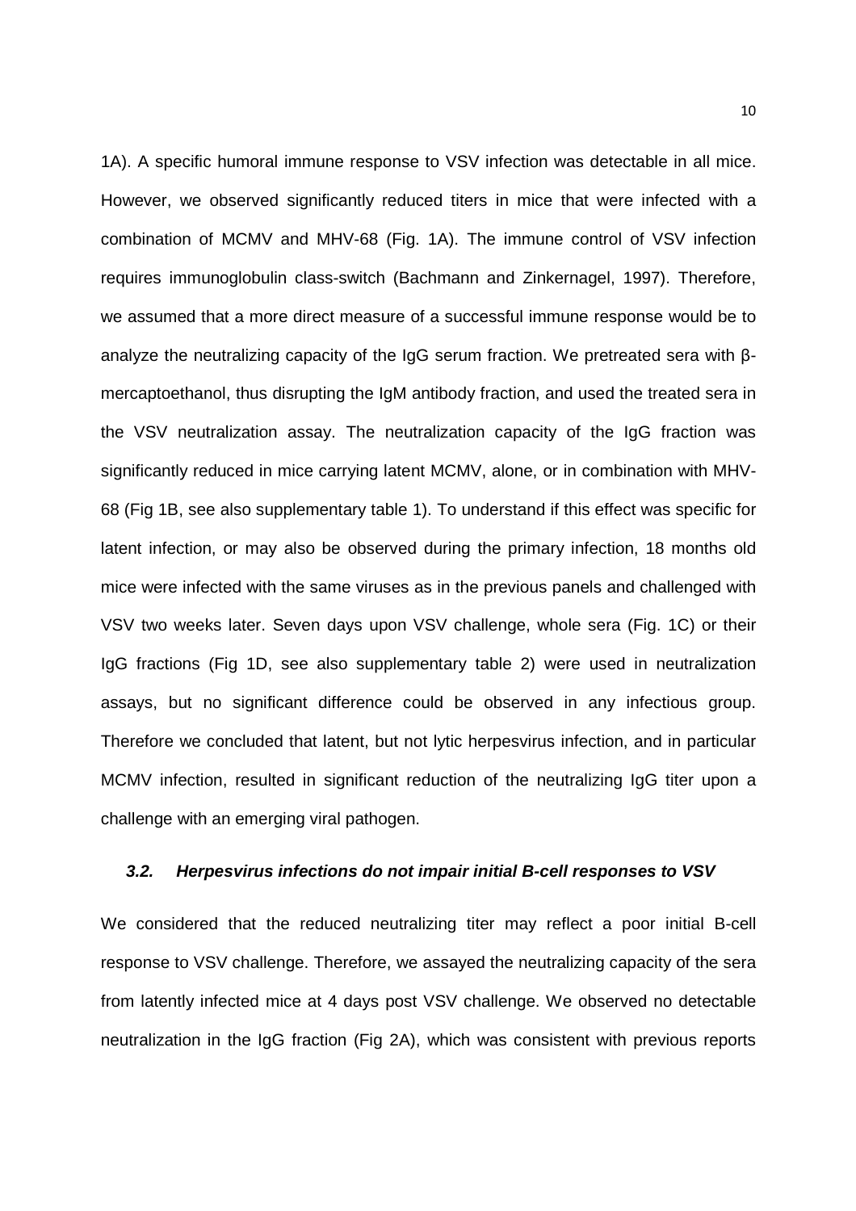1A). A specific humoral immune response to VSV infection was detectable in all mice. However, we observed significantly reduced titers in mice that were infected with a combination of MCMV and MHV-68 (Fig. 1A). The immune control of VSV infection requires immunoglobulin class-switch (Bachmann and Zinkernagel, 1997). Therefore, we assumed that a more direct measure of a successful immune response would be to analyze the neutralizing capacity of the IgG serum fraction. We pretreated sera with β-mercaptoethanol, thus disrupting the IgM antibody fraction, and used the treated sera in the VSV neutralization assay. The neutralization capacity of the IgG fraction was significantly reduced in mice carrying latent MCMV, alone, or in combination with MHV-68 (Fig 1B, see also supplementary table 1). To understand if this effect was specific for latent infection, or may also be observed during the primary infection, 18 months old mice were infected with the same viruses as in the previous panels and challenged with VSV two weeks later. Seven days upon VSV challenge, whole sera (Fig. 1C) or their IgG fractions (Fig 1D, see also supplementary table 2) were used in neutralization assays, but no significant difference could be observed in any infectious group. Therefore we concluded that latent, but not lytic herpesvirus infection, and in particular MCMV infection, resulted in significant reduction of the neutralizing IgG titer upon a challenge with an emerging viral pathogen.

### *3.2. Herpesvirus infections do not impair initial B-cell responses to VSV*

We considered that the reduced neutralizing titer may reflect a poor initial B-cell response to VSV challenge. Therefore, we assayed the neutralizing capacity of the sera from latently infected mice at 4 days post VSV challenge. We observed no detectable neutralization in the IgG fraction (Fig 2A), which was consistent with previous reports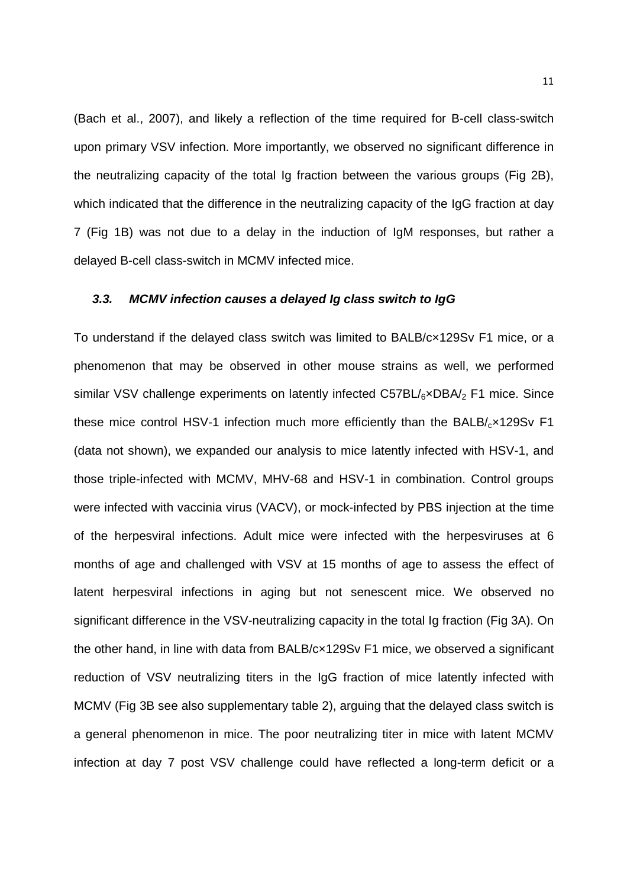(Bach et al., 2007), and likely a reflection of the time required for B-cell class-switch upon primary VSV infection. More importantly, we observed no significant difference in the neutralizing capacity of the total Ig fraction between the various groups (Fig 2B), which indicated that the difference in the neutralizing capacity of the IgG fraction at day 7 (Fig 1B) was not due to a delay in the induction of IgM responses, but rather a delayed B-cell class-switch in MCMV infected mice.

### *3.3. MCMV infection causes a delayed Ig class switch to IgG*

To understand if the delayed class switch was limited to BALB/c×129Sv F1 mice, or a phenomenon that may be observed in other mouse strains as well, we performed similar VSV challenge experiments on latently infected $C57BL/_6$×$DBA/_2$ F1 mice. Since these mice control HSV-1 infection much more efficiently than the $BALB/_c$×129Sv F1 (data not shown), we expanded our analysis to mice latently infected with HSV-1, and those triple-infected with MCMV, MHV-68 and HSV-1 in combination. Control groups were infected with vaccinia virus (VACV), or mock-infected by PBS injection at the time of the herpesviral infections. Adult mice were infected with the herpesviruses at 6 months of age and challenged with VSV at 15 months of age to assess the effect of latent herpesviral infections in aging but not senescent mice. We observed no significant difference in the VSV-neutralizing capacity in the total Ig fraction (Fig 3A). On the other hand, in line with data from BALB/c×129Sv F1 mice, we observed a significant reduction of VSV neutralizing titers in the IgG fraction of mice latently infected with MCMV (Fig 3B see also supplementary table 2), arguing that the delayed class switch is a general phenomenon in mice. The poor neutralizing titer in mice with latent MCMV infection at day 7 post VSV challenge could have reflected a long-term deficit or a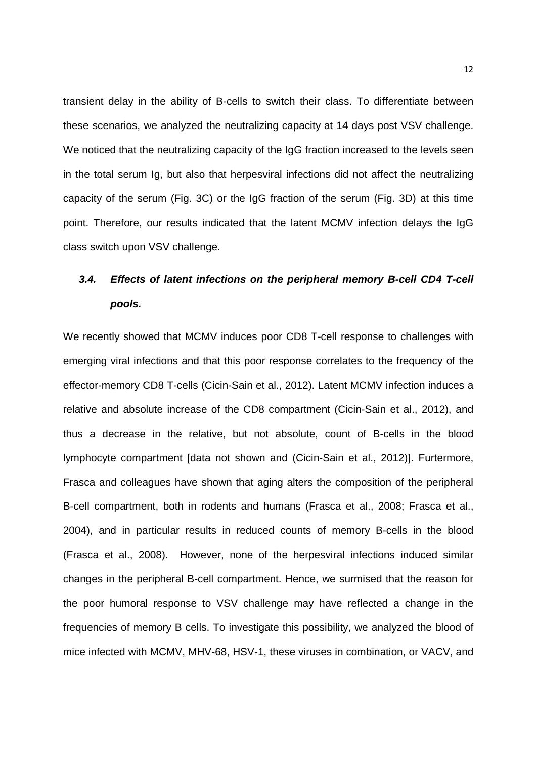transient delay in the ability of B-cells to switch their class. To differentiate between these scenarios, we analyzed the neutralizing capacity at 14 days post VSV challenge. We noticed that the neutralizing capacity of the IgG fraction increased to the levels seen in the total serum Ig, but also that herpesviral infections did not affect the neutralizing capacity of the serum (Fig. 3C) or the IgG fraction of the serum (Fig. 3D) at this time point. Therefore, our results indicated that the latent MCMV infection delays the IgG class switch upon VSV challenge.

### *3.4. Effects of latent infections on the peripheral memory B-cell CD4 T-cell pools.*

We recently showed that MCMV induces poor CD8 T-cell response to challenges with emerging viral infections and that this poor response correlates to the frequency of the effector-memory CD8 T-cells (Cicin-Sain et al., 2012). Latent MCMV infection induces a relative and absolute increase of the CD8 compartment (Cicin-Sain et al., 2012), and thus a decrease in the relative, but not absolute, count of B-cells in the blood lymphocyte compartment [data not shown and (Cicin-Sain et al., 2012)]. Furtermore, Frasca and colleagues have shown that aging alters the composition of the peripheral B-cell compartment, both in rodents and humans (Frasca et al., 2008; Frasca et al., 2004), and in particular results in reduced counts of memory B-cells in the blood (Frasca et al., 2008). However, none of the herpesviral infections induced similar changes in the peripheral B-cell compartment. Hence, we surmised that the reason for the poor humoral response to VSV challenge may have reflected a change in the frequencies of memory B cells. To investigate this possibility, we analyzed the blood of mice infected with MCMV, MHV-68, HSV-1, these viruses in combination, or VACV, and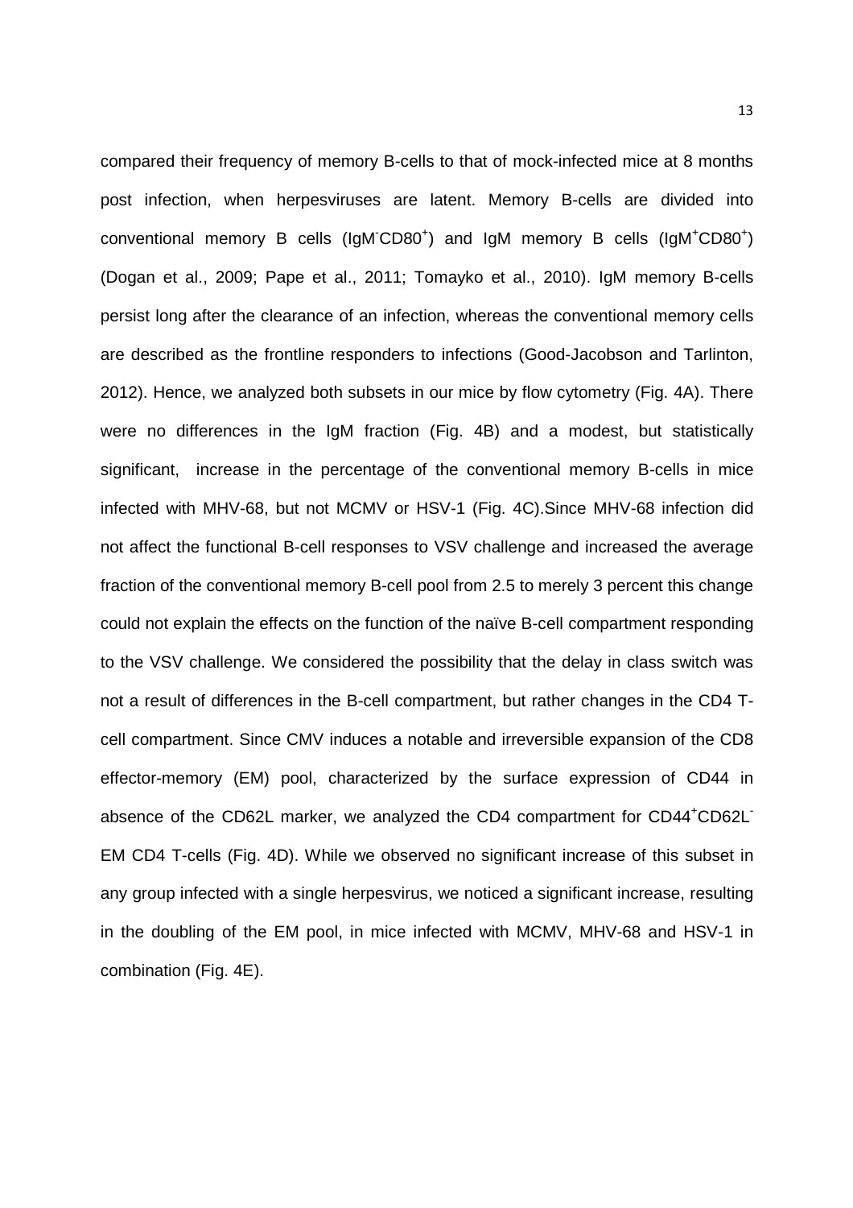compared their frequency of memory B-cells to that of mock-infected mice at 8 months post infection, when herpesviruses are latent. Memory B-cells are divided into conventional memory B cells ($IgM^{-}CD80^{+}$) and IgM memory B cells ($IgM^{+}CD80^{+}$) (Dogan et al., 2009; Pape et al., 2011; Tomayko et al., 2010). IgM memory B-cells persist long after the clearance of an infection, whereas the conventional memory cells are described as the frontline responders to infections (Good-Jacobson and Tarlinton, 2012). Hence, we analyzed both subsets in our mice by flow cytometry (Fig. 4A). There were no differences in the IgM fraction (Fig. 4B) and a modest, but statistically significant, increase in the percentage of the conventional memory B-cells in mice infected with MHV-68, but not MCMV or HSV-1 (Fig. 4C).Since MHV-68 infection did not affect the functional B-cell responses to VSV challenge and increased the average fraction of the conventional memory B-cell pool from 2.5 to merely 3 percent this change could not explain the effects on the function of the naïve B-cell compartment responding to the VSV challenge. We considered the possibility that the delay in class switch was not a result of differences in the B-cell compartment, but rather changes in the CD4 T-cell compartment. Since CMV induces a notable and irreversible expansion of the CD8 effector-memory (EM) pool, characterized by the surface expression of CD44 in absence of the CD62L marker, we analyzed the CD4 compartment for $CD44^{+}CD62L^{-}$ EM CD4 T-cells (Fig. 4D). While we observed no significant increase of this subset in any group infected with a single herpesvirus, we noticed a significant increase, resulting in the doubling of the EM pool, in mice infected with MCMV, MHV-68 and HSV-1 in combination (Fig. 4E).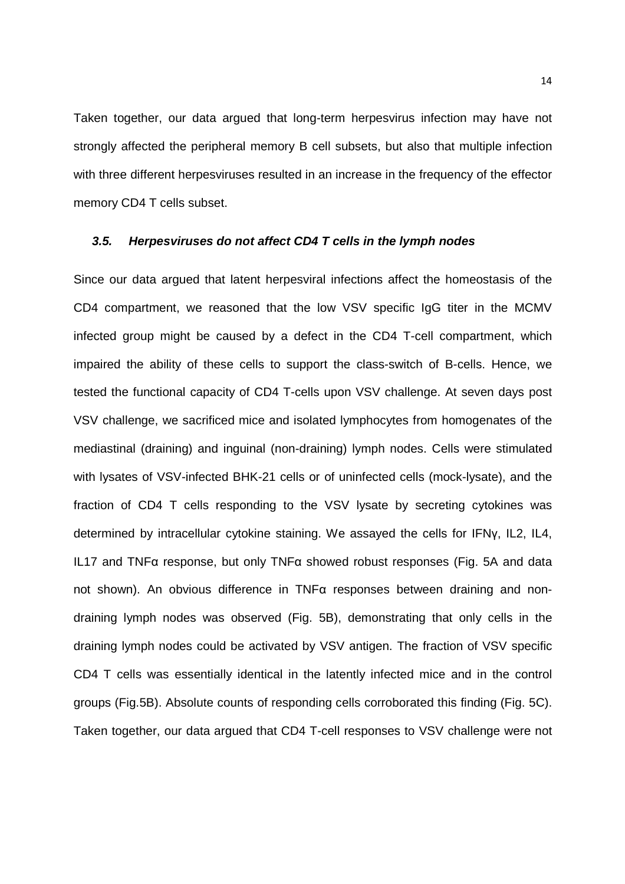Taken together, our data argued that long-term herpesvirus infection may have not strongly affected the peripheral memory B cell subsets, but also that multiple infection with three different herpesviruses resulted in an increase in the frequency of the effector memory CD4 T cells subset.

### *3.5. Herpesviruses do not affect CD4 T cells in the lymph nodes*

Since our data argued that latent herpesviral infections affect the homeostasis of the CD4 compartment, we reasoned that the low VSV specific IgG titer in the MCMV infected group might be caused by a defect in the CD4 T-cell compartment, which impaired the ability of these cells to support the class-switch of B-cells. Hence, we tested the functional capacity of CD4 T-cells upon VSV challenge. At seven days post VSV challenge, we sacrificed mice and isolated lymphocytes from homogenates of the mediastinal (draining) and inguinal (non-draining) lymph nodes. Cells were stimulated with lysates of VSV-infected BHK-21 cells or of uninfected cells (mock-lysate), and the fraction of CD4 T cells responding to the VSV lysate by secreting cytokines was determined by intracellular cytokine staining. We assayed the cells for IFNγ, IL2, IL4, IL17 and TNFα response, but only TNFα showed robust responses (Fig. 5A and data not shown). An obvious difference in TNFα responses between draining and non-draining lymph nodes was observed (Fig. 5B), demonstrating that only cells in the draining lymph nodes could be activated by VSV antigen. The fraction of VSV specific CD4 T cells was essentially identical in the latently infected mice and in the control groups (Fig.5B). Absolute counts of responding cells corroborated this finding (Fig. 5C). Taken together, our data argued that CD4 T-cell responses to VSV challenge were not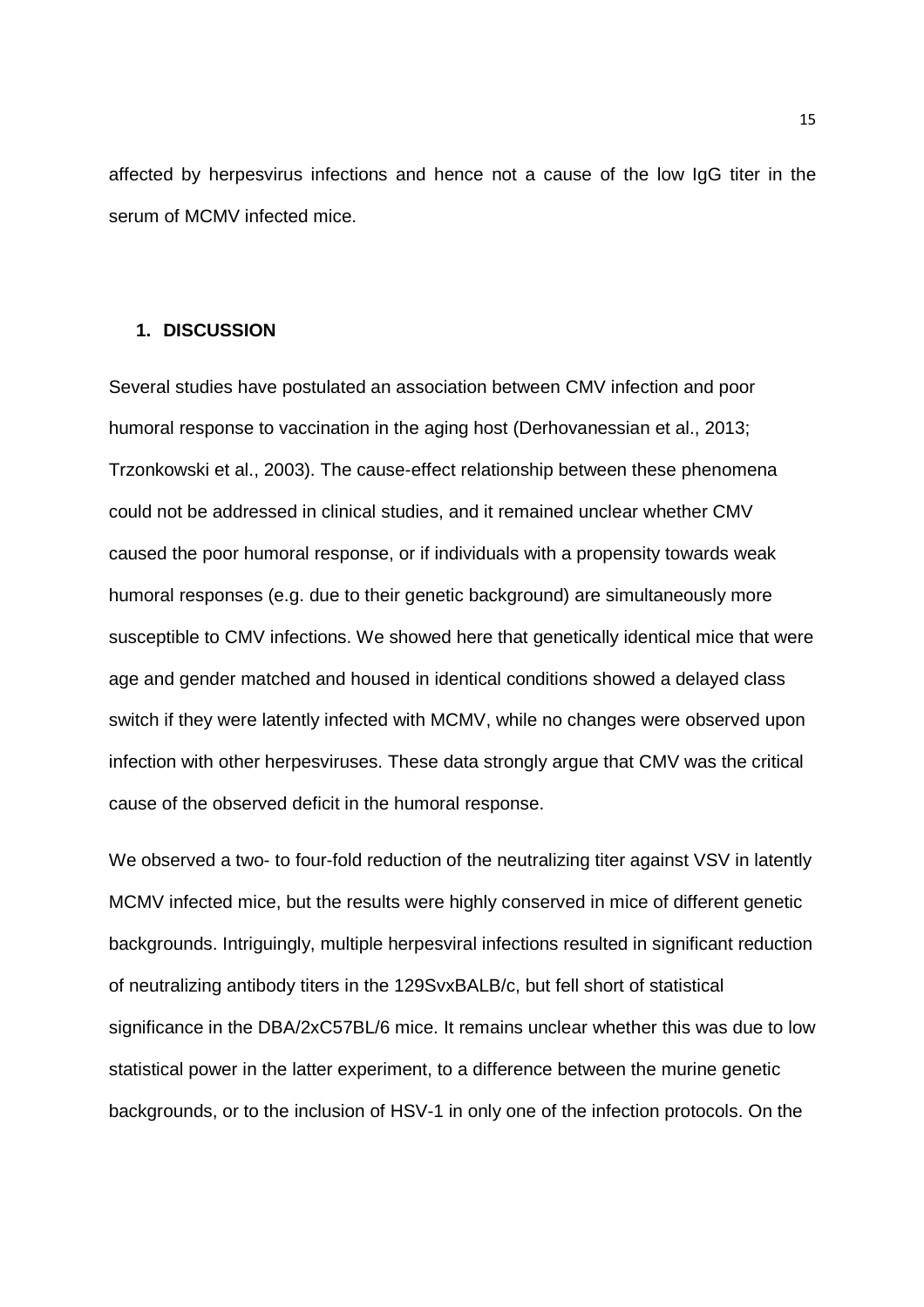affected by herpesvirus infections and hence not a cause of the low IgG titer in the serum of MCMV infected mice.

## 1. DISCUSSION

Several studies have postulated an association between CMV infection and poor humoral response to vaccination in the aging host (Derhovanessian et al., 2013; Trzonkowski et al., 2003). The cause-effect relationship between these phenomena could not be addressed in clinical studies, and it remained unclear whether CMV caused the poor humoral response, or if individuals with a propensity towards weak humoral responses (e.g. due to their genetic background) are simultaneously more susceptible to CMV infections. We showed here that genetically identical mice that were age and gender matched and housed in identical conditions showed a delayed class switch if they were latently infected with MCMV, while no changes were observed upon infection with other herpesviruses. These data strongly argue that CMV was the critical cause of the observed deficit in the humoral response.

We observed a two- to four-fold reduction of the neutralizing titer against VSV in latently MCMV infected mice, but the results were highly conserved in mice of different genetic backgrounds. Intriguingly, multiple herpesviral infections resulted in significant reduction of neutralizing antibody titers in the 129SvxBALB/c, but fell short of statistical significance in the DBA/2xC57BL/6 mice. It remains unclear whether this was due to low statistical power in the latter experiment, to a difference between the murine genetic backgrounds, or to the inclusion of HSV-1 in only one of the infection protocols. On the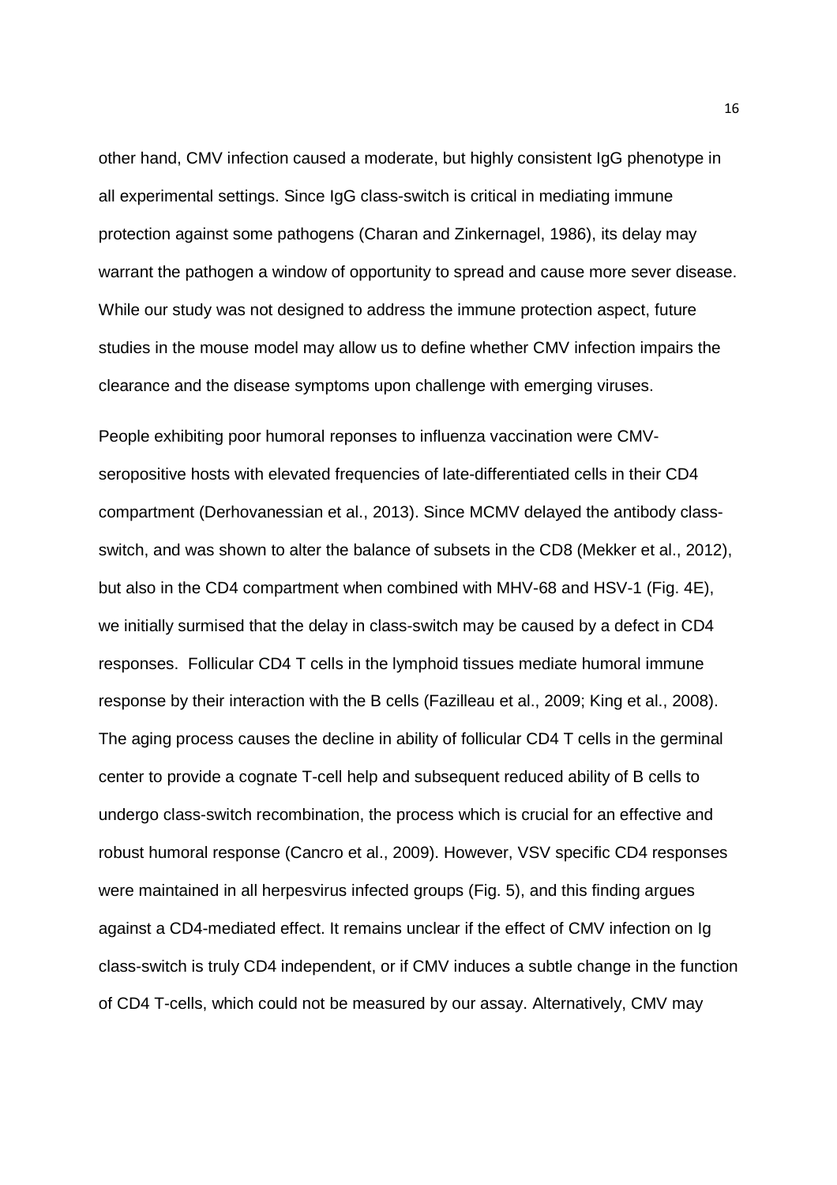other hand, CMV infection caused a moderate, but highly consistent IgG phenotype in all experimental settings. Since IgG class-switch is critical in mediating immune protection against some pathogens (Charan and Zinkernagel, 1986), its delay may warrant the pathogen a window of opportunity to spread and cause more sever disease. While our study was not designed to address the immune protection aspect, future studies in the mouse model may allow us to define whether CMV infection impairs the clearance and the disease symptoms upon challenge with emerging viruses.

People exhibiting poor humoral reponses to influenza vaccination were CMV-seropositive hosts with elevated frequencies of late-differentiated cells in their CD4 compartment (Derhovanessian et al., 2013). Since MCMV delayed the antibody class-switch, and was shown to alter the balance of subsets in the CD8 (Mekker et al., 2012), but also in the CD4 compartment when combined with MHV-68 and HSV-1 (Fig. 4E), we initially surmised that the delay in class-switch may be caused by a defect in CD4 responses. Follicular CD4 T cells in the lymphoid tissues mediate humoral immune response by their interaction with the B cells (Fazilleau et al., 2009; King et al., 2008). The aging process causes the decline in ability of follicular CD4 T cells in the germinal center to provide a cognate T-cell help and subsequent reduced ability of B cells to undergo class-switch recombination, the process which is crucial for an effective and robust humoral response (Cancro et al., 2009). However, VSV specific CD4 responses were maintained in all herpesvirus infected groups (Fig. 5), and this finding argues against a CD4-mediated effect. It remains unclear if the effect of CMV infection on Ig class-switch is truly CD4 independent, or if CMV induces a subtle change in the function of CD4 T-cells, which could not be measured by our assay. Alternatively, CMV may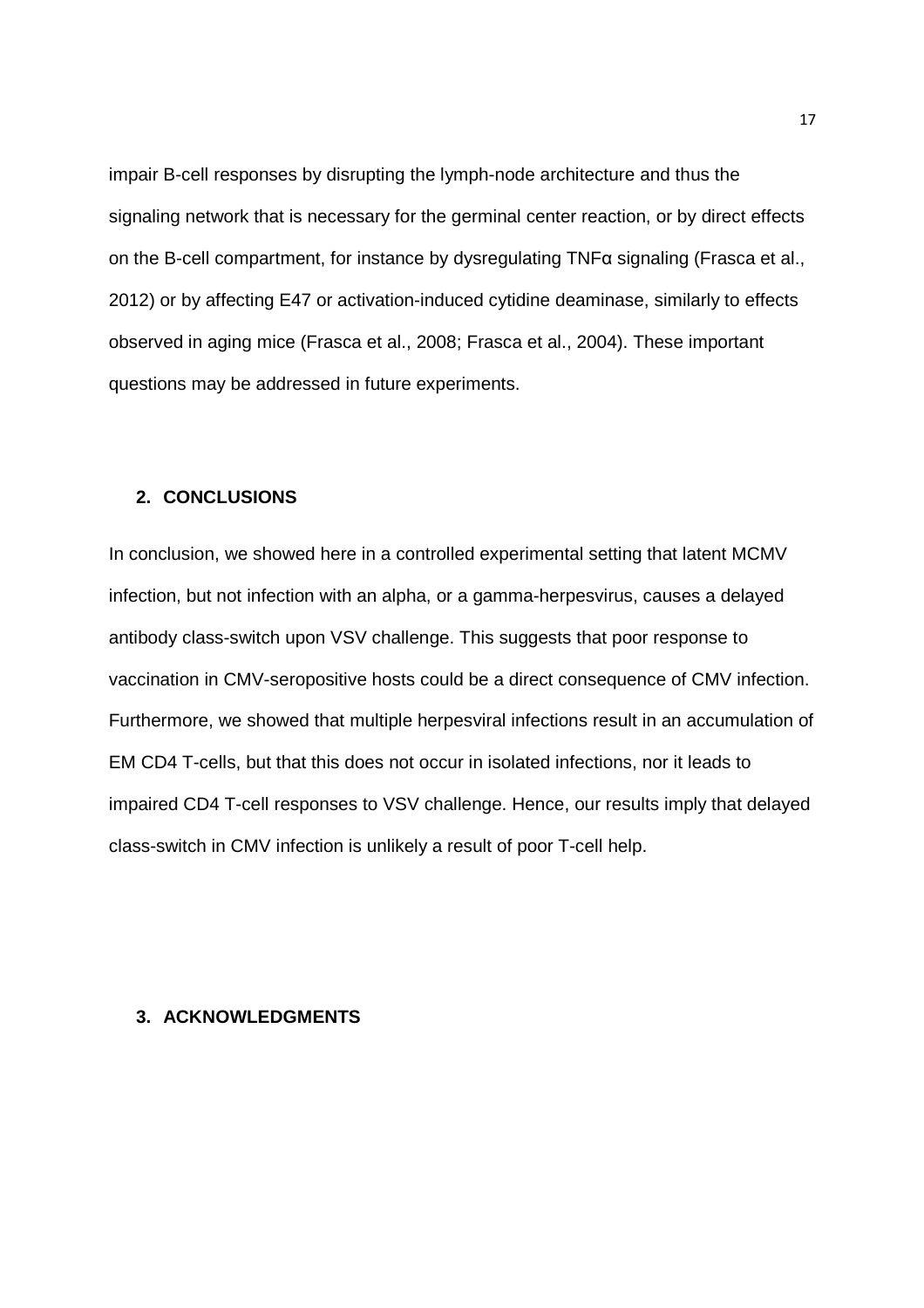impair B-cell responses by disrupting the lymph-node architecture and thus the signaling network that is necessary for the germinal center reaction, or by direct effects on the B-cell compartment, for instance by dysregulating TNFα signaling (Frasca et al., 2012) or by affecting E47 or activation-induced cytidine deaminase, similarly to effects observed in aging mice (Frasca et al., 2008; Frasca et al., 2004). These important questions may be addressed in future experiments.

## 2. CONCLUSIONS

In conclusion, we showed here in a controlled experimental setting that latent MCMV infection, but not infection with an alpha, or a gamma-herpesvirus, causes a delayed antibody class-switch upon VSV challenge. This suggests that poor response to vaccination in CMV-seropositive hosts could be a direct consequence of CMV infection. Furthermore, we showed that multiple herpesviral infections result in an accumulation of EM CD4 T-cells, but that this does not occur in isolated infections, nor it leads to impaired CD4 T-cell responses to VSV challenge. Hence, our results imply that delayed class-switch in CMV infection is unlikely a result of poor T-cell help.

## 3. ACKNOWLEDGMENTS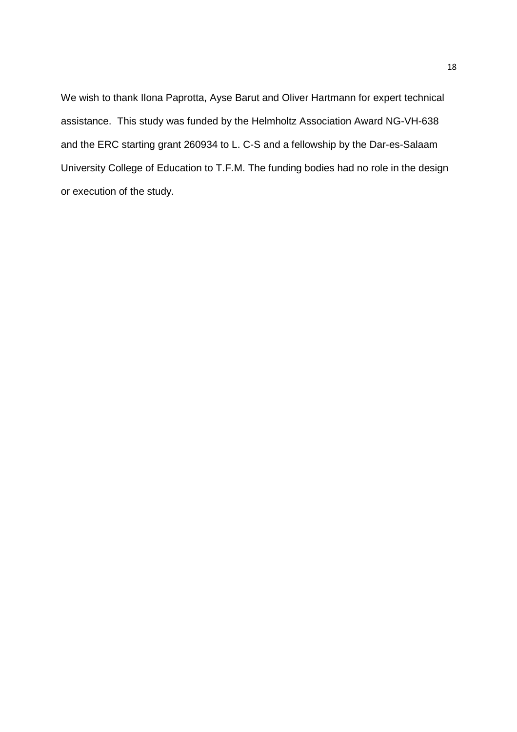We wish to thank Ilona Paprotta, Ayse Barut and Oliver Hartmann for expert technical assistance. This study was funded by the Helmholtz Association Award NG-VH-638 and the ERC starting grant 260934 to L. C-S and a fellowship by the Dar-es-Salaam University College of Education to T.F.M. The funding bodies had no role in the design or execution of the study.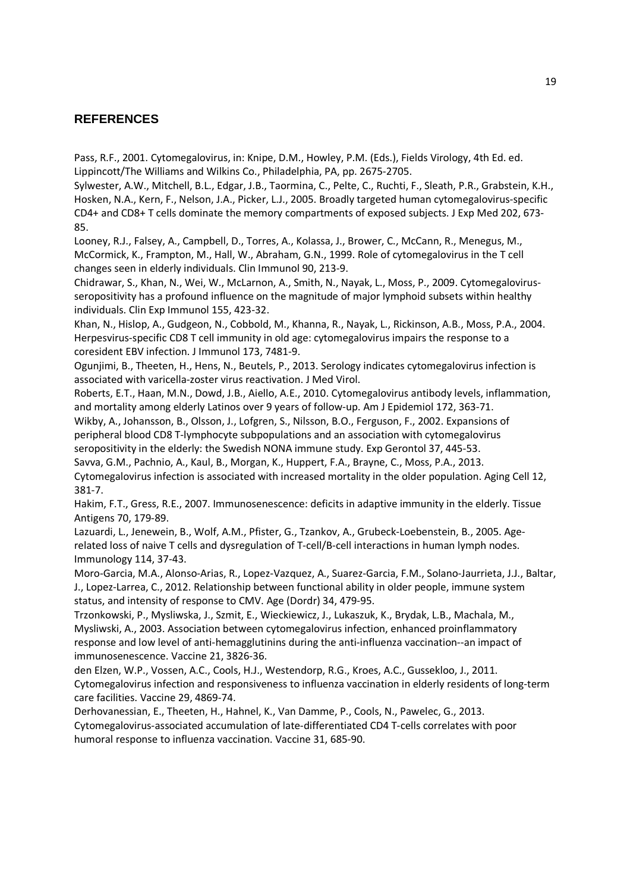## REFERENCES

Pass, R.F., 2001. Cytomegalovirus, in: Knipe, D.M., Howley, P.M. (Eds.), Fields Virology, 4th Ed. ed. Lippincott/The Williams and Wilkins Co., Philadelphia, PA, pp. 2675-2705.

Sylwester, A.W., Mitchell, B.L., Edgar, J.B., Taormina, C., Pelte, C., Ruchti, F., Sleath, P.R., Grabstein, K.H., Hosken, N.A., Kern, F., Nelson, J.A., Picker, L.J., 2005. Broadly targeted human cytomegalovirus-specific CD4+ and CD8+ T cells dominate the memory compartments of exposed subjects. J Exp Med 202, 673-85.

Looney, R.J., Falsey, A., Campbell, D., Torres, A., Kolassa, J., Brower, C., McCann, R., Menegus, M., McCormick, K., Frampton, M., Hall, W., Abraham, G.N., 1999. Role of cytomegalovirus in the T cell changes seen in elderly individuals. Clin Immunol 90, 213-9.

Chidrawar, S., Khan, N., Wei, W., McLarnon, A., Smith, N., Nayak, L., Moss, P., 2009. Cytomegalovirus-seropositivity has a profound influence on the magnitude of major lymphoid subsets within healthy individuals. Clin Exp Immunol 155, 423-32.

Khan, N., Hislop, A., Gudgeon, N., Cobbold, M., Khanna, R., Nayak, L., Rickinson, A.B., Moss, P.A., 2004. Herpesvirus-specific CD8 T cell immunity in old age: cytomegalovirus impairs the response to a coresident EBV infection. J Immunol 173, 7481-9.

Ogunjimi, B., Theeten, H., Hens, N., Beutels, P., 2013. Serology indicates cytomegalovirus infection is associated with varicella-zoster virus reactivation. J Med Virol.

Roberts, E.T., Haan, M.N., Dowd, J.B., Aiello, A.E., 2010. Cytomegalovirus antibody levels, inflammation, and mortality among elderly Latinos over 9 years of follow-up. Am J Epidemiol 172, 363-71.

Wikby, A., Johansson, B., Olsson, J., Lofgren, S., Nilsson, B.O., Ferguson, F., 2002. Expansions of peripheral blood CD8 T-lymphocyte subpopulations and an association with cytomegalovirus seropositivity in the elderly: the Swedish NONA immune study. Exp Gerontol 37, 445-53.

Savva, G.M., Pachnio, A., Kaul, B., Morgan, K., Huppert, F.A., Brayne, C., Moss, P.A., 2013. Cytomegalovirus infection is associated with increased mortality in the older population. Aging Cell 12, 381-7.

Hakim, F.T., Gress, R.E., 2007. Immunosenescence: deficits in adaptive immunity in the elderly. Tissue Antigens 70, 179-89.

Lazuardi, L., Jenewein, B., Wolf, A.M., Pfister, G., Tzankov, A., Grubeck-Loebenstein, B., 2005. Age-related loss of naive T cells and dysregulation of T-cell/B-cell interactions in human lymph nodes. Immunology 114, 37-43.

Moro-Garcia, M.A., Alonso-Arias, R., Lopez-Vazquez, A., Suarez-Garcia, F.M., Solano-Jaurrieta, J.J., Baltar, J., Lopez-Larrea, C., 2012. Relationship between functional ability in older people, immune system status, and intensity of response to CMV. Age (Dordr) 34, 479-95.

Trzonkowski, P., Mysliwska, J., Szmit, E., Wieckiewicz, J., Lukaszuk, K., Brydak, L.B., Machala, M., Mysliwski, A., 2003. Association between cytomegalovirus infection, enhanced proinflammatory response and low level of anti-hemagglutinins during the anti-influenza vaccination--an impact of immunosenescence. Vaccine 21, 3826-36.

den Elzen, W.P., Vossen, A.C., Cools, H.J., Westendorp, R.G., Kroes, A.C., Gussekloo, J., 2011. Cytomegalovirus infection and responsiveness to influenza vaccination in elderly residents of long-term care facilities. Vaccine 29, 4869-74.

Derhovanessian, E., Theeten, H., Hahnel, K., Van Damme, P., Cools, N., Pawelec, G., 2013. Cytomegalovirus-associated accumulation of late-differentiated CD4 T-cells correlates with poor humoral response to influenza vaccination. Vaccine 31, 685-90.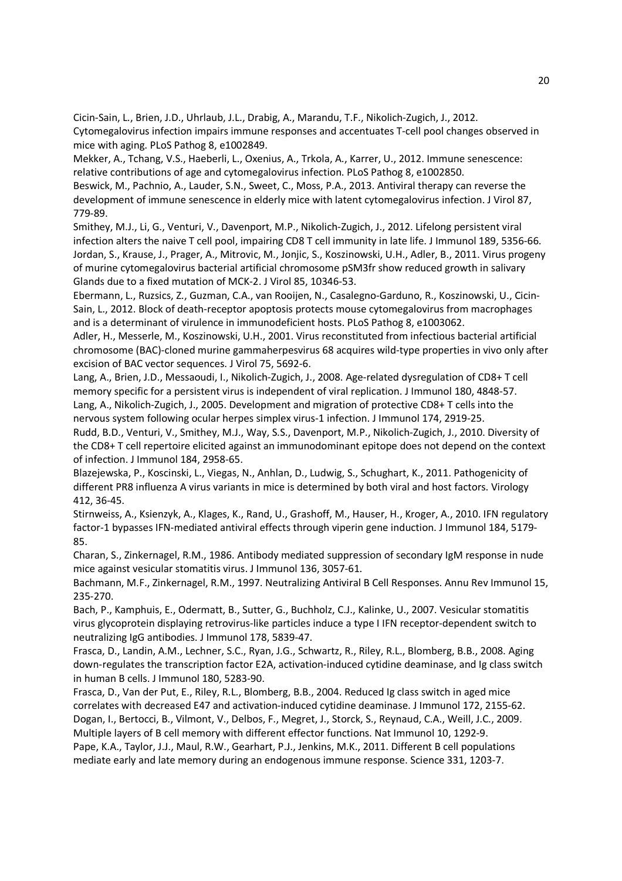Cicin-Sain, L., Brien, J.D., Uhrlaub, J.L., Drabig, A., Marandu, T.F., Nikolich-Zugich, J., 2012. Cytomegalovirus infection impairs immune responses and accentuates T-cell pool changes observed in mice with aging. PLoS Pathog 8, e1002849.

Mekker, A., Tchang, V.S., Haeberli, L., Oxenius, A., Trkola, A., Karrer, U., 2012. Immune senescence: relative contributions of age and cytomegalovirus infection. PLoS Pathog 8, e1002850.

Beswick, M., Pachnio, A., Lauder, S.N., Sweet, C., Moss, P.A., 2013. Antiviral therapy can reverse the development of immune senescence in elderly mice with latent cytomegalovirus infection. J Virol 87, 779-89.

Smithey, M.J., Li, G., Venturi, V., Davenport, M.P., Nikolich-Zugich, J., 2012. Lifelong persistent viral infection alters the naive T cell pool, impairing CD8 T cell immunity in late life. J Immunol 189, 5356-66.

Jordan, S., Krause, J., Prager, A., Mitrovic, M., Jonjic, S., Koszinowski, U.H., Adler, B., 2011. Virus progeny of murine cytomegalovirus bacterial artificial chromosome pSM3fr show reduced growth in salivary Glands due to a fixed mutation of MCK-2. J Virol 85, 10346-53.

Ebermann, L., Ruzsics, Z., Guzman, C.A., van Rooijen, N., Casalegno-Garduno, R., Koszinowski, U., Cicin-Sain, L., 2012. Block of death-receptor apoptosis protects mouse cytomegalovirus from macrophages and is a determinant of virulence in immunodeficient hosts. PLoS Pathog 8, e1003062.

Adler, H., Messerle, M., Koszinowski, U.H., 2001. Virus reconstituted from infectious bacterial artificial chromosome (BAC)-cloned murine gammaherpesvirus 68 acquires wild-type properties in vivo only after excision of BAC vector sequences. J Virol 75, 5692-6.

Lang, A., Brien, J.D., Messaoudi, I., Nikolich-Zugich, J., 2008. Age-related dysregulation of CD8+ T cell memory specific for a persistent virus is independent of viral replication. J Immunol 180, 4848-57.

Lang, A., Nikolich-Zugich, J., 2005. Development and migration of protective CD8+ T cells into the nervous system following ocular herpes simplex virus-1 infection. J Immunol 174, 2919-25.

Rudd, B.D., Venturi, V., Smithey, M.J., Way, S.S., Davenport, M.P., Nikolich-Zugich, J., 2010. Diversity of the CD8+ T cell repertoire elicited against an immunodominant epitope does not depend on the context of infection. J Immunol 184, 2958-65.

Blazejewska, P., Koscinski, L., Viegas, N., Anhlan, D., Ludwig, S., Schughart, K., 2011. Pathogenicity of different PR8 influenza A virus variants in mice is determined by both viral and host factors. Virology 412, 36-45.

Stirnweiss, A., Ksienzyk, A., Klages, K., Rand, U., Grashoff, M., Hauser, H., Kroger, A., 2010. IFN regulatory factor-1 bypasses IFN-mediated antiviral effects through viperin gene induction. J Immunol 184, 5179-85.

Charan, S., Zinkernagel, R.M., 1986. Antibody mediated suppression of secondary IgM response in nude mice against vesicular stomatitis virus. J Immunol 136, 3057-61.

Bachmann, M.F., Zinkernagel, R.M., 1997. Neutralizing Antiviral B Cell Responses. Annu Rev Immunol 15, 235-270.

Bach, P., Kamphuis, E., Odermatt, B., Sutter, G., Buchholz, C.J., Kalinke, U., 2007. Vesicular stomatitis virus glycoprotein displaying retrovirus-like particles induce a type I IFN receptor-dependent switch to neutralizing IgG antibodies. J Immunol 178, 5839-47.

Frasca, D., Landin, A.M., Lechner, S.C., Ryan, J.G., Schwartz, R., Riley, R.L., Blomberg, B.B., 2008. Aging down-regulates the transcription factor E2A, activation-induced cytidine deaminase, and Ig class switch in human B cells. J Immunol 180, 5283-90.

Frasca, D., Van der Put, E., Riley, R.L., Blomberg, B.B., 2004. Reduced Ig class switch in aged mice correlates with decreased E47 and activation-induced cytidine deaminase. J Immunol 172, 2155-62.

Dogan, I., Bertocci, B., Vilmont, V., Delbos, F., Megret, J., Storck, S., Reynaud, C.A., Weill, J.C., 2009. Multiple layers of B cell memory with different effector functions. Nat Immunol 10, 1292-9.

Pape, K.A., Taylor, J.J., Maul, R.W., Gearhart, P.J., Jenkins, M.K., 2011. Different B cell populations mediate early and late memory during an endogenous immune response. Science 331, 1203-7.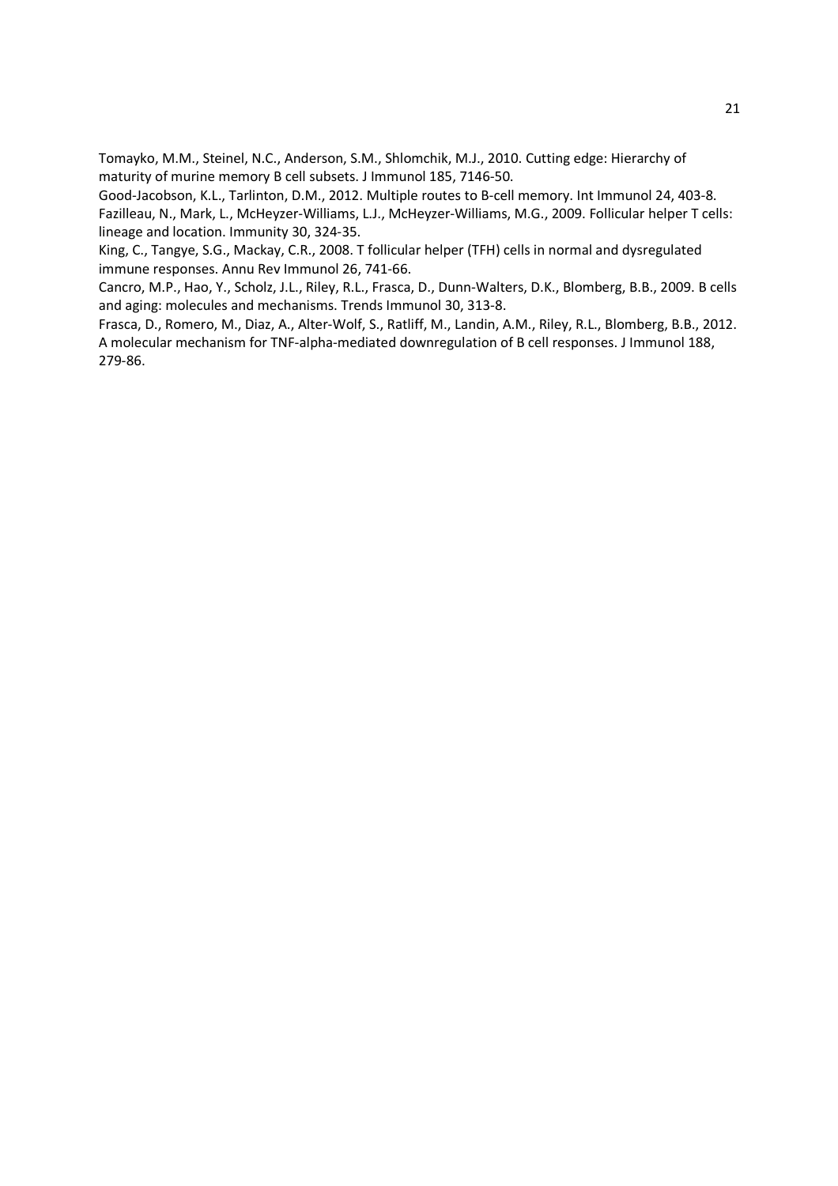Tomayko, M.M., Steinel, N.C., Anderson, S.M., Shlomchik, M.J., 2010. Cutting edge: Hierarchy of maturity of murine memory B cell subsets. J Immunol 185, 7146-50.

Good-Jacobson, K.L., Tarlinton, D.M., 2012. Multiple routes to B-cell memory. Int Immunol 24, 403-8.

Fazilleau, N., Mark, L., McHeyzer-Williams, L.J., McHeyzer-Williams, M.G., 2009. Follicular helper T cells: lineage and location. Immunity 30, 324-35.

King, C., Tangye, S.G., Mackay, C.R., 2008. T follicular helper (TFH) cells in normal and dysregulated immune responses. Annu Rev Immunol 26, 741-66.

Cancro, M.P., Hao, Y., Scholz, J.L., Riley, R.L., Frasca, D., Dunn-Walters, D.K., Blomberg, B.B., 2009. B cells and aging: molecules and mechanisms. Trends Immunol 30, 313-8.

Frasca, D., Romero, M., Diaz, A., Alter-Wolf, S., Ratliff, M., Landin, A.M., Riley, R.L., Blomberg, B.B., 2012. A molecular mechanism for TNF-alpha-mediated downregulation of B cell responses. J Immunol 188, 279-86.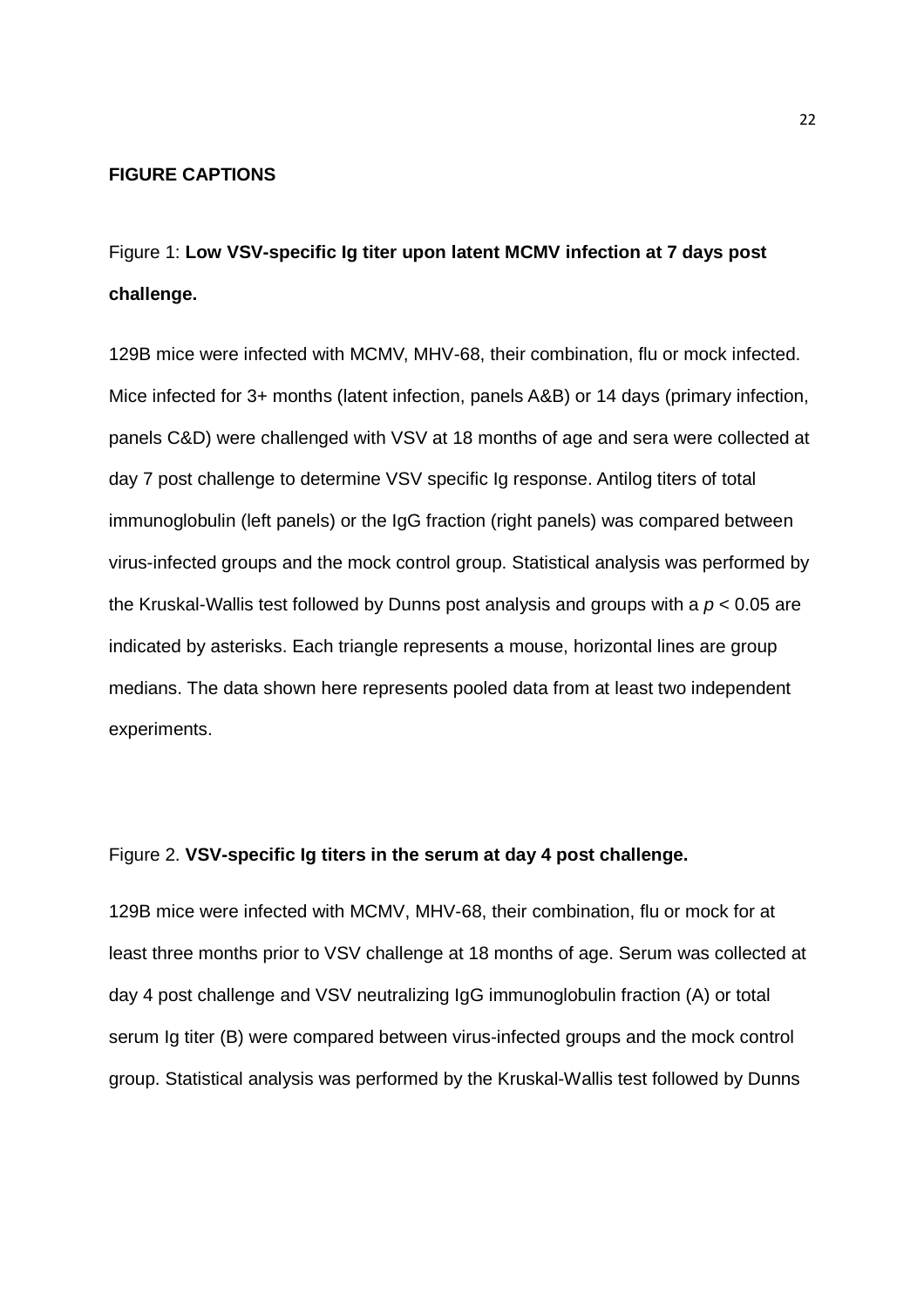**FIGURE CAPTIONS**

Figure 1: **Low VSV-specific Ig titer upon latent MCMV infection at 7 days post challenge.**

129B mice were infected with MCMV, MHV-68, their combination, flu or mock infected. Mice infected for 3+ months (latent infection, panels A&B) or 14 days (primary infection, panels C&D) were challenged with VSV at 18 months of age and sera were collected at day 7 post challenge to determine VSV specific Ig response. Antilog titers of total immunoglobulin (left panels) or the IgG fraction (right panels) was compared between virus-infected groups and the mock control group. Statistical analysis was performed by the Kruskal-Wallis test followed by Dunns post analysis and groups with a $p < 0.05$ are indicated by asterisks. Each triangle represents a mouse, horizontal lines are group medians. The data shown here represents pooled data from at least two independent experiments.

Figure 2. **VSV-specific Ig titers in the serum at day 4 post challenge.**

129B mice were infected with MCMV, MHV-68, their combination, flu or mock for at least three months prior to VSV challenge at 18 months of age. Serum was collected at day 4 post challenge and VSV neutralizing IgG immunoglobulin fraction (A) or total serum Ig titer (B) were compared between virus-infected groups and the mock control group. Statistical analysis was performed by the Kruskal-Wallis test followed by Dunns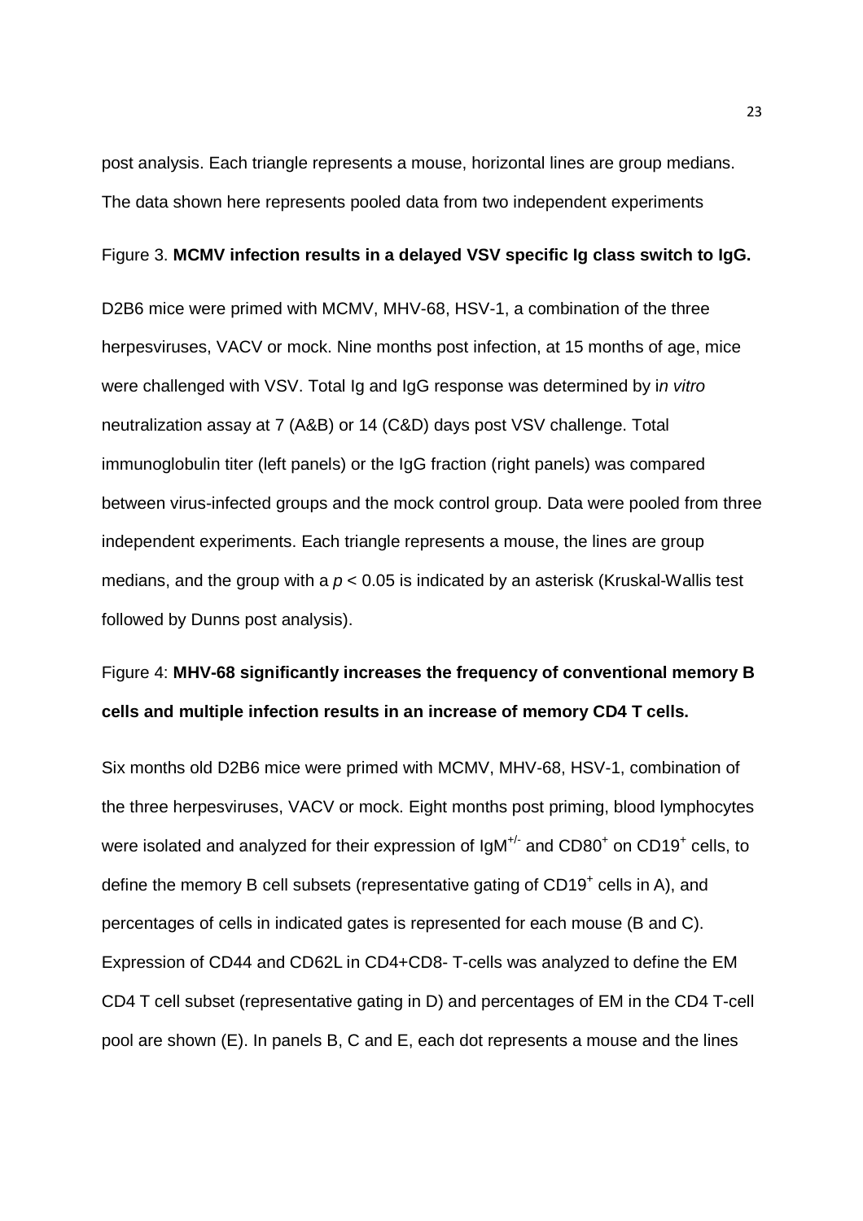post analysis. Each triangle represents a mouse, horizontal lines are group medians. The data shown here represents pooled data from two independent experiments

Figure 3. **MCMV infection results in a delayed VSV specific Ig class switch to IgG.**

D2B6 mice were primed with MCMV, MHV-68, HSV-1, a combination of the three herpesviruses, VACV or mock. Nine months post infection, at 15 months of age, mice were challenged with VSV. Total Ig and IgG response was determined by i*n vitro* neutralization assay at 7 (A&B) or 14 (C&D) days post VSV challenge. Total immunoglobulin titer (left panels) or the IgG fraction (right panels) was compared between virus-infected groups and the mock control group. Data were pooled from three independent experiments. Each triangle represents a mouse, the lines are group medians, and the group with a $p < 0.05$ is indicated by an asterisk (Kruskal-Wallis test followed by Dunns post analysis).

Figure 4: **MHV-68 significantly increases the frequency of conventional memory B cells and multiple infection results in an increase of memory CD4 T cells.**

Six months old D2B6 mice were primed with MCMV, MHV-68, HSV-1, combination of the three herpesviruses, VACV or mock. Eight months post priming, blood lymphocytes were isolated and analyzed for their expression of $IgM^{+/-}$ and $CD80^{+}$ on $CD19^{+}$ cells, to define the memory B cell subsets (representative gating of $CD19^{+}$ cells in A), and percentages of cells in indicated gates is represented for each mouse (B and C). Expression of CD44 and CD62L in CD4+CD8- T-cells was analyzed to define the EM CD4 T cell subset (representative gating in D) and percentages of EM in the CD4 T-cell pool are shown (E). In panels B, C and E, each dot represents a mouse and the lines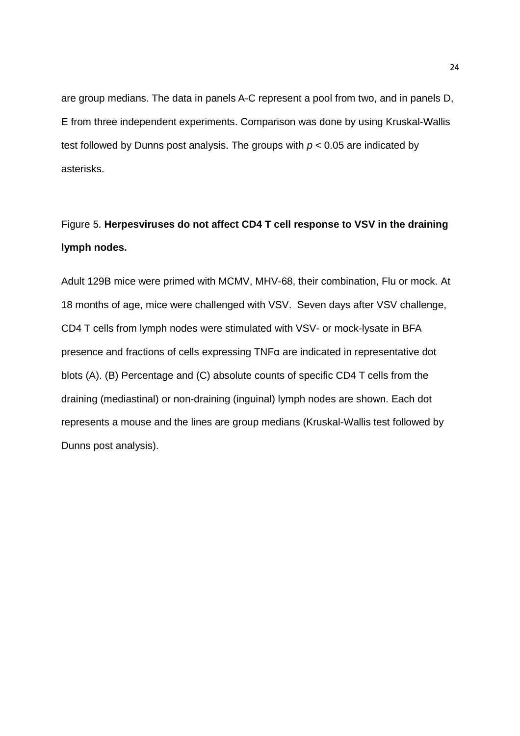are group medians. The data in panels A-C represent a pool from two, and in panels D, E from three independent experiments. Comparison was done by using Kruskal-Wallis test followed by Dunns post analysis. The groups with $p < 0.05$ are indicated by asterisks.

Figure 5. **Herpesviruses do not affect CD4 T cell response to VSV in the draining lymph nodes.**

Adult 129B mice were primed with MCMV, MHV-68, their combination, Flu or mock. At 18 months of age, mice were challenged with VSV. Seven days after VSV challenge, CD4 T cells from lymph nodes were stimulated with VSV- or mock-lysate in BFA presence and fractions of cells expressing TNFα are indicated in representative dot blots (A). (B) Percentage and (C) absolute counts of specific CD4 T cells from the draining (mediastinal) or non-draining (inguinal) lymph nodes are shown. Each dot represents a mouse and the lines are group medians (Kruskal-Wallis test followed by Dunns post analysis).